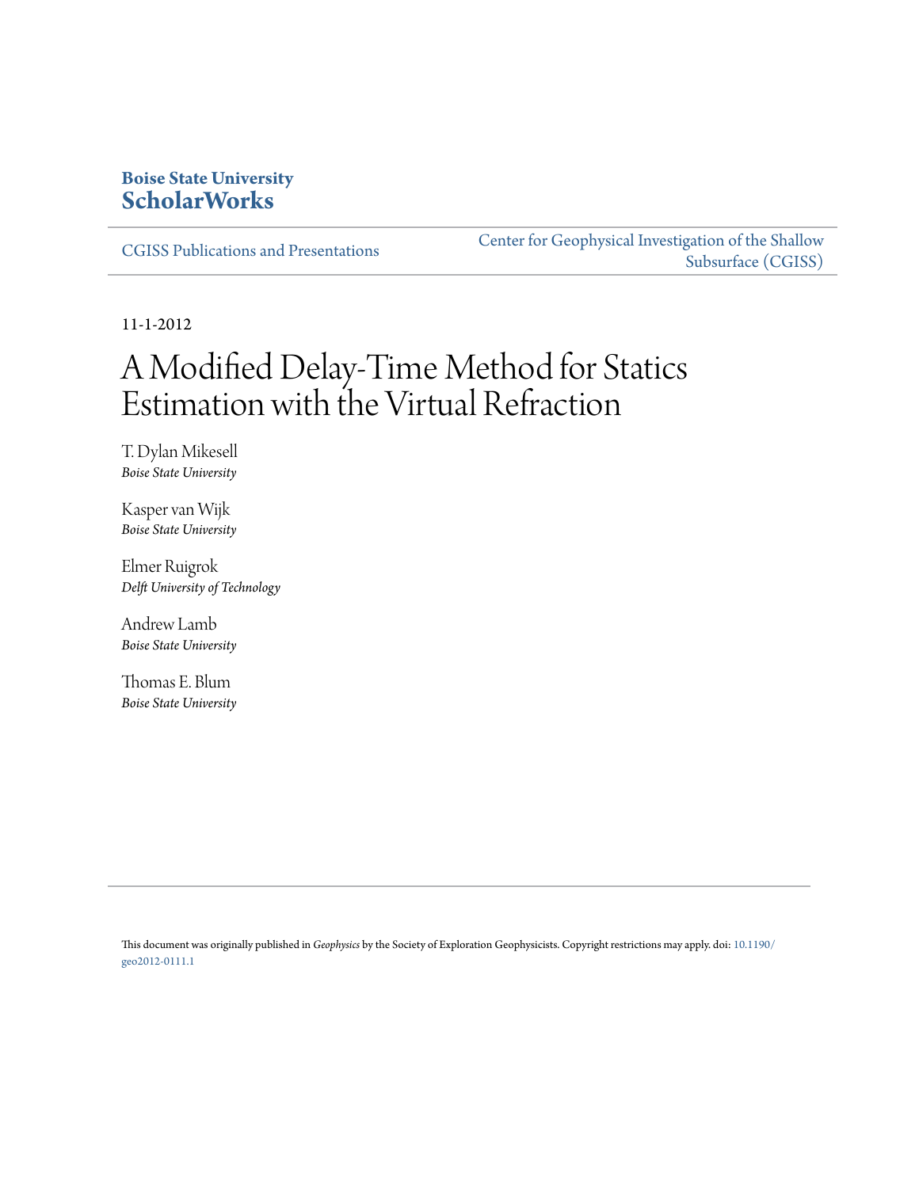**Boise State University**
**ScholarWorks**

CGISS Publications and Presentations

Center for Geophysical Investigation of the Shallow Subsurface (CGISS)

11-1-2012

# A Modified Delay-Time Method for Statics Estimation with the Virtual Refraction

T. Dylan Mikesell
*Boise State University*

Kasper van Wijk
*Boise State University*

Elmer Ruigrok
*Delft University of Technology*

Andrew Lamb
*Boise State University*

Thomas E. Blum
*Boise State University*

This document was originally published in *Geophysics* by the Society of Exploration Geophysicists. Copyright restrictions may apply. doi: 10.1190/geo2012-0111.1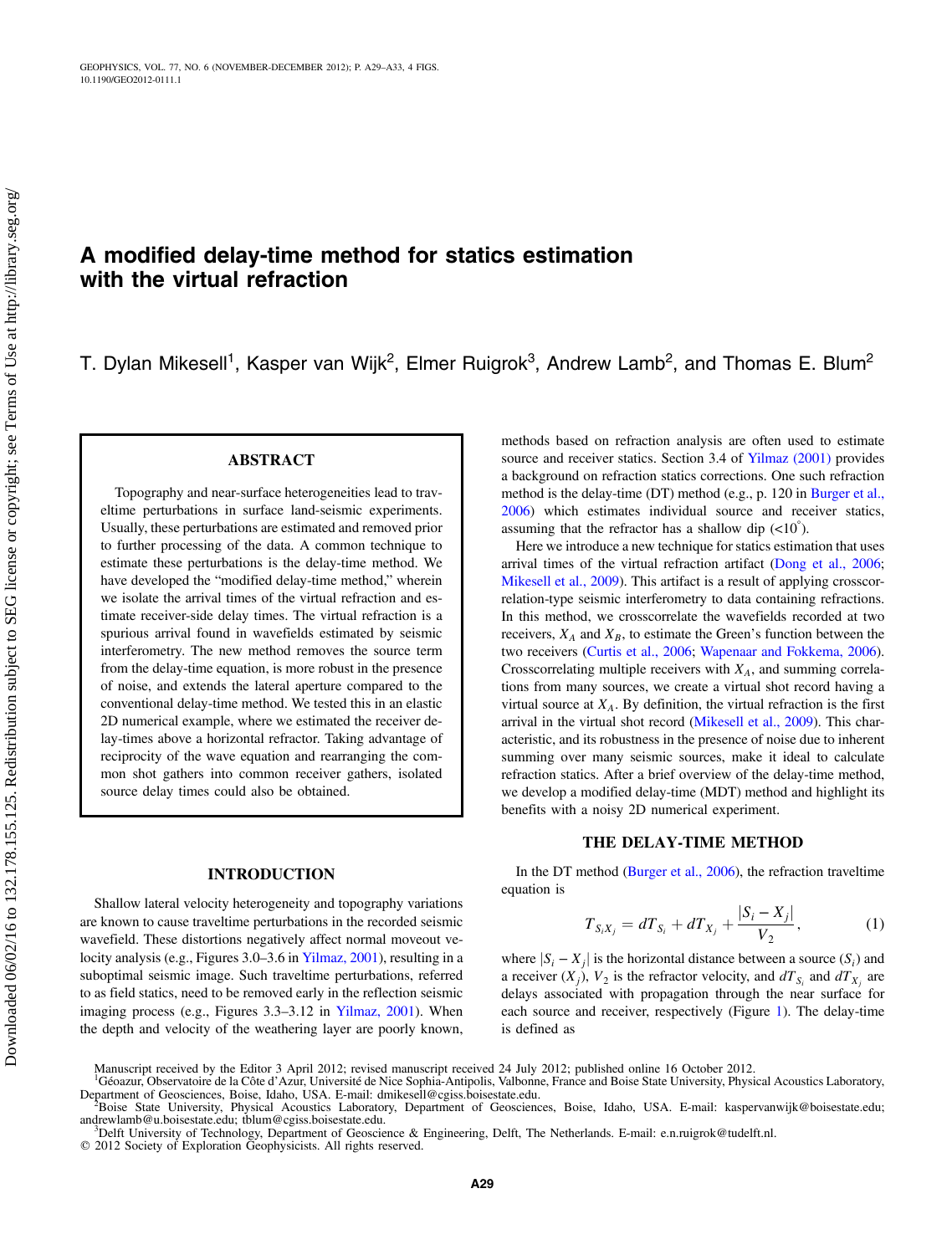# A modified delay-time method for statics estimation with the virtual refraction

T. Dylan Mikesell[1], Kasper van Wijk[2], Elmer Ruigrok[3], Andrew Lamb[2], and Thomas E. Blum[2]

## ABSTRACT

Topography and near-surface heterogeneities lead to traveltime perturbations in surface land-seismic experiments. Usually, these perturbations are estimated and removed prior to further processing of the data. A common technique to estimate these perturbations is the delay-time method. We have developed the "modified delay-time method," wherein we isolate the arrival times of the virtual refraction and estimate receiver-side delay times. The virtual refraction is a spurious arrival found in wavefields estimated by seismic interferometry. The new method removes the source term from the delay-time equation, is more robust in the presence of noise, and extends the lateral aperture compared to the conventional delay-time method. We tested this in an elastic 2D numerical example, where we estimated the receiver delay-times above a horizontal refractor. Taking advantage of reciprocity of the wave equation and rearranging the common shot gathers into common receiver gathers, isolated source delay times could also be obtained.

## INTRODUCTION

Shallow lateral velocity heterogeneity and topography variations are known to cause traveltime perturbations in the recorded seismic wavefield. These distortions negatively affect normal moveout velocity analysis (e.g., Figures 3.0–3.6 in Yilmaz, 2001), resulting in a suboptimal seismic image. Such traveltime perturbations, referred to as field statics, need to be removed early in the reflection seismic imaging process (e.g., Figures 3.3–3.12 in Yilmaz, 2001). When the depth and velocity of the weathering layer are poorly known, methods based on refraction analysis are often used to estimate source and receiver statics. Section 3.4 of Yilmaz (2001) provides a background on refraction statics corrections. One such refraction method is the delay-time (DT) method (e.g., p. 120 in Burger et al., 2006) which estimates individual source and receiver statics, assuming that the refractor has a shallow dip (<10°).

Here we introduce a new technique for statics estimation that uses arrival times of the virtual refraction artifact (Dong et al., 2006; Mikesell et al., 2009). This artifact is a result of applying crosscorrelation-type seismic interferometry to data containing refractions. In this method, we crosscorrelate the wavefields recorded at two receivers, $X_A$ and $X_B$, to estimate the Green's function between the two receivers (Curtis et al., 2006; Wapenaar and Fokkema, 2006). Crosscorrelating multiple receivers with $X_A$, and summing correlations from many sources, we create a virtual shot record having a virtual source at $X_A$. By definition, the virtual refraction is the first arrival in the virtual shot record (Mikesell et al., 2009). This characteristic, and its robustness in the presence of noise due to inherent summing over many seismic sources, make it ideal to calculate refraction statics. After a brief overview of the delay-time method, we develop a modified delay-time (MDT) method and highlight its benefits with a noisy 2D numerical experiment.

## THE DELAY-TIME METHOD

In the DT method (Burger et al., 2006), the refraction traveltime equation is

$$T_{S_i X_j} = dT_{S_i} + dT_{X_j} + \frac{|S_i - X_j|}{V_2}, \tag{1}$$

where $|S_i - X_j|$ is the horizontal distance between a source ($S_i$) and a receiver ($X_j$), $V_2$ is the refractor velocity, and $dT_{S_i}$ and $dT_{X_j}$ are delays associated with propagation through the near surface for each source and receiver, respectively (Figure 1). The delay-time is defined as

Manuscript received by the Editor 3 April 2012; revised manuscript received 24 July 2012; published online 16 October 2012.
[1]Géoazur, Observatoire de la Côte d'Azur, Université de Nice Sophia-Antipolis, Valbonne, France and Boise State University, Physical Acoustics Laboratory, Department of Geosciences, Boise, Idaho, USA. E-mail: dmikesell@cgiss.boisestate.edu.
[2]Boise State University, Physical Acoustics Laboratory, Department of Geosciences, Boise, Idaho, USA. E-mail: kaspervanwijk@boisestate.edu; andrewlamb@u.boisestate.edu; tblum@cgiss.boisestate.edu.
[3]Delft University of Technology, Department of Geoscience & Engineering, Delft, The Netherlands. E-mail: e.n.ruigrok@tudelft.nl.
© 2012 Society of Exploration Geophysicists. All rights reserved.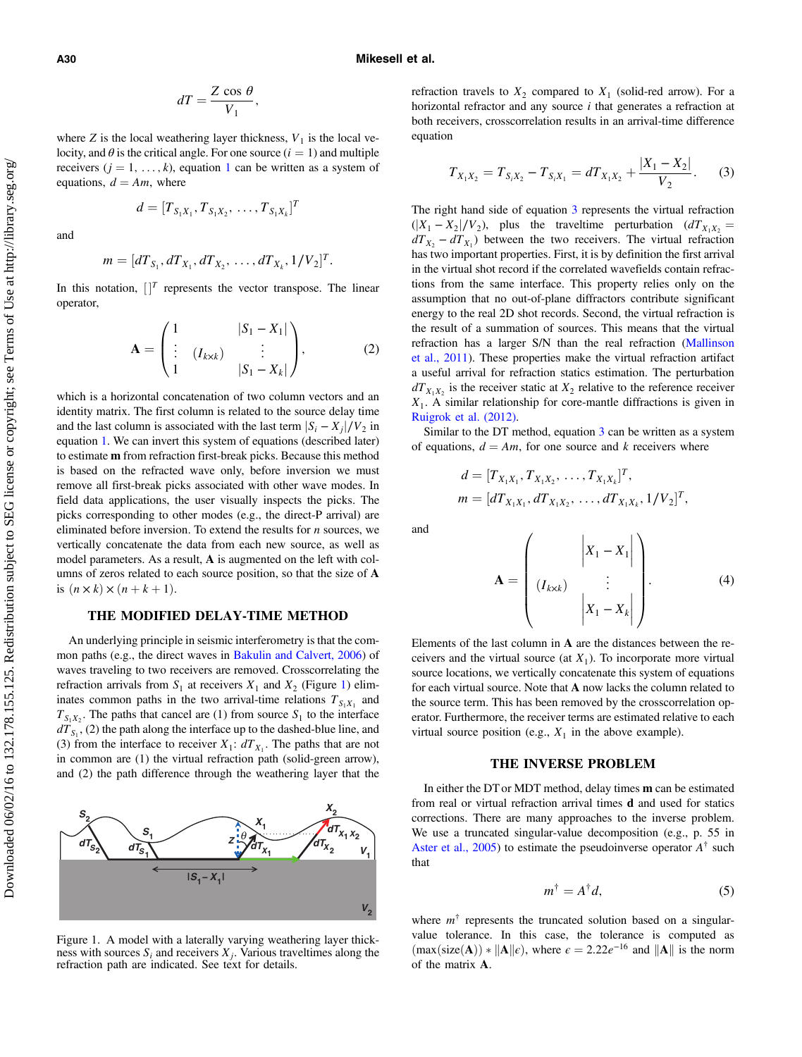$$dT = \frac{Z\cos\theta}{V_1},$$

where $Z$ is the local weathering layer thickness, $V_1$ is the local velocity, and $\theta$ is the critical angle. For one source ($i = 1$) and multiple receivers ($j = 1, \ldots, k$), equation 1 can be written as a system of equations, $d = Am$, where

$$d = [T_{S_1X_1}, T_{S_1X_2}, \ldots, T_{S_1X_k}]^T$$

and

$$m = [dT_{S_1}, dT_{X_1}, dT_{X_2}, \ldots, dT_{X_k}, 1/V_2]^T.$$

In this notation, $[]^T$ represents the vector transpose. The linear operator,

$$\mathbf{A} = \begin{pmatrix} 1 & & |S_1 - X_1| \\ \vdots & (I_{k\times k}) & \vdots \\ 1 & & |S_1 - X_k| \end{pmatrix}, \quad (2)$$

which is a horizontal concatenation of two column vectors and an identity matrix. The first column is related to the source delay time and the last column is associated with the last term $|S_i - X_j|/V_2$ in equation 1. We can invert this system of equations (described later) to estimate $\mathbf{m}$ from refraction first-break picks. Because this method is based on the refracted wave only, before inversion we must remove all first-break picks associated with other wave modes. In field data applications, the user visually inspects the picks. The picks corresponding to other modes (e.g., the direct-P arrival) are eliminated before inversion. To extend the results for $n$ sources, we vertically concatenate the data from each new source, as well as model parameters. As a result, $\mathbf{A}$ is augmented on the left with columns of zeros related to each source position, so that the size of $\mathbf{A}$ is $(n \times k) \times (n + k + 1)$.

## THE MODIFIED DELAY-TIME METHOD

An underlying principle in seismic interferometry is that the common paths (e.g., the direct waves in Bakulin and Calvert, 2006) of waves traveling to two receivers are removed. Crosscorrelating the refraction arrivals from $S_1$ at receivers $X_1$ and $X_2$ (Figure 1) eliminates common paths in the two arrival-time relations $T_{S_1X_1}$ and $T_{S_1X_2}$. The paths that cancel are (1) from source $S_1$ to the interface $dT_{S_1}$, (2) the path along the interface up to the dashed-blue line, and (3) from the interface to receiver $X_1$: $dT_{X_1}$. The paths that are not in common are (1) the virtual refraction path (solid-green arrow), and (2) the path difference through the weathering layer that the refraction travels to $X_2$ compared to $X_1$ (solid-red arrow). For a horizontal refractor and any source $i$ that generates a refraction at both receivers, crosscorrelation results in an arrival-time difference equation

$$T_{X_1X_2} = T_{S_iX_2} - T_{S_iX_1} = dT_{X_1X_2} + \frac{|X_1 - X_2|}{V_2}. \quad (3)$$

The right hand side of equation 3 represents the virtual refraction ($|X_1 - X_2|/V_2$), plus the traveltime perturbation ($dT_{X_1X_2} = dT_{X_2} - dT_{X_1}$) between the two receivers. The virtual refraction has two important properties. First, it is by definition the first arrival in the virtual shot record if the correlated wavefields contain refractions from the same interface. This property relies only on the assumption that no out-of-plane diffractors contribute significant energy to the real 2D shot records. Second, the virtual refraction is the result of a summation of sources. This means that the virtual refraction has a larger S/N than the real refraction (Mallinson et al., 2011). These properties make the virtual refraction artifact a useful arrival for refraction statics estimation. The perturbation $dT_{X_1X_2}$ is the receiver static at $X_2$ relative to the reference receiver $X_1$. A similar relationship for core-mantle diffractions is given in Ruigrok et al. (2012).

Similar to the DT method, equation 3 can be written as a system of equations, $d = Am$, for one source and $k$ receivers where

$$d = [T_{X_1X_1}, T_{X_1X_2}, \ldots, T_{X_1X_k}]^T,$$
$$m = [dT_{X_1X_1}, dT_{X_1X_2}, \ldots, dT_{X_1X_k}, 1/V_2]^T,$$

and

$$\mathbf{A} = \begin{pmatrix} & |X_1 - X_1| \\ (I_{k\times k}) & \vdots \\ & |X_1 - X_k| \end{pmatrix}. \quad (4)$$

Elements of the last column in $\mathbf{A}$ are the distances between the receivers and the virtual source (at $X_1$). To incorporate more virtual source locations, we vertically concatenate this system of equations for each virtual source. Note that $\mathbf{A}$ now lacks the column related to the source term. This has been removed by the crosscorrelation operator. Furthermore, the receiver terms are estimated relative to each virtual source position (e.g., $X_1$ in the above example).

Figure 1. A model with a laterally varying weathering layer thickness with sources $S_i$ and receivers $X_j$. Various traveltimes along the refraction path are indicated. See text for details.

## THE INVERSE PROBLEM

In either the DT or MDT method, delay times $\mathbf{m}$ can be estimated from real or virtual refraction arrival times $\mathbf{d}$ and used for statics corrections. There are many approaches to the inverse problem. We use a truncated singular-value decomposition (e.g., p. 55 in Aster et al., 2005) to estimate the pseudoinverse operator $A^\dagger$ such that

$$m^\dagger = A^\dagger d, \quad (5)$$

where $m^\dagger$ represents the truncated solution based on a singular-value tolerance. In this case, the tolerance is computed as $(\max(\text{size}(\mathbf{A})) * \|\mathbf{A}\|\epsilon)$, where $\epsilon = 2.22e^{-16}$ and $\|\mathbf{A}\|$ is the norm of the matrix $\mathbf{A}$.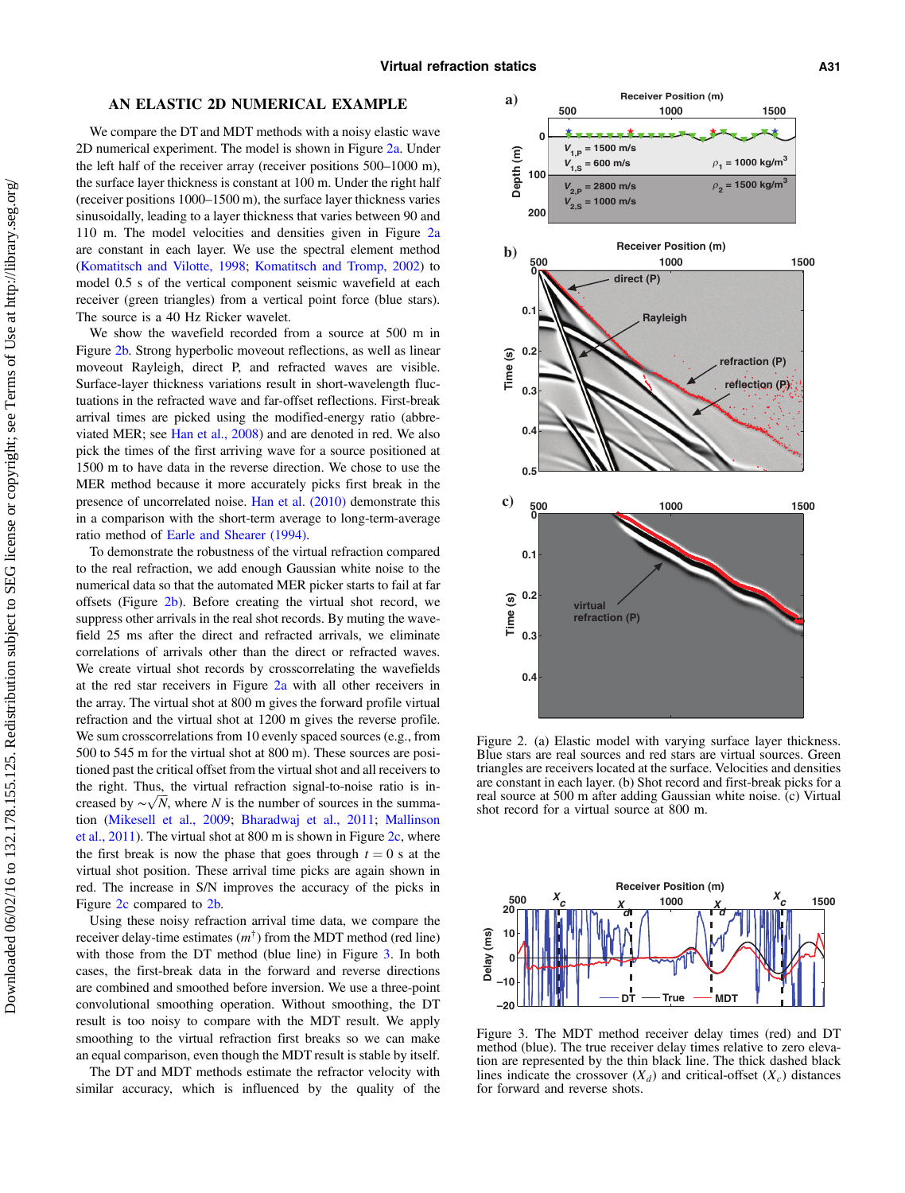## AN ELASTIC 2D NUMERICAL EXAMPLE

We compare the DT and MDT methods with a noisy elastic wave 2D numerical experiment. The model is shown in Figure 2a. Under the left half of the receiver array (receiver positions 500–1000 m), the surface layer thickness is constant at 100 m. Under the right half (receiver positions 1000–1500 m), the surface layer thickness varies sinusoidally, leading to a layer thickness that varies between 90 and 110 m. The model velocities and densities given in Figure 2a are constant in each layer. We use the spectral element method (Komatitsch and Vilotte, 1998; Komatitsch and Tromp, 2002) to model 0.5 s of the vertical component seismic wavefield at each receiver (green triangles) from a vertical point force (blue stars). The source is a 40 Hz Ricker wavelet.

We show the wavefield recorded from a source at 500 m in Figure 2b. Strong hyperbolic moveout reflections, as well as linear moveout Rayleigh, direct P, and refracted waves are visible. Surface-layer thickness variations result in short-wavelength fluctuations in the refracted wave and far-offset reflections. First-break arrival times are picked using the modified-energy ratio (abbreviated MER; see Han et al., 2008) and are denoted in red. We also pick the times of the first arriving wave for a source positioned at 1500 m to have data in the reverse direction. We chose to use the MER method because it more accurately picks first break in the presence of uncorrelated noise. Han et al. (2010) demonstrate this in a comparison with the short-term average to long-term-average ratio method of Earle and Shearer (1994).

To demonstrate the robustness of the virtual refraction compared to the real refraction, we add enough Gaussian white noise to the numerical data so that the automated MER picker starts to fail at far offsets (Figure 2b). Before creating the virtual shot record, we suppress other arrivals in the real shot records. By muting the wavefield 25 ms after the direct and refracted arrivals, we eliminate correlations of arrivals other than the direct or refracted waves. We create virtual shot records by crosscorrelating the wavefields at the red star receivers in Figure 2a with all other receivers in the array. The virtual shot at 800 m gives the forward profile virtual refraction and the virtual shot at 1200 m gives the reverse profile. We sum crosscorrelations from 10 evenly spaced sources (e.g., from 500 to 545 m for the virtual shot at 800 m). These sources are positioned past the critical offset from the virtual shot and all receivers to the right. Thus, the virtual refraction signal-to-noise ratio is increased by $\sim\sqrt{N}$, where $N$ is the number of sources in the summation (Mikesell et al., 2009; Bharadwaj et al., 2011; Mallinson et al., 2011). The virtual shot at 800 m is shown in Figure 2c, where the first break is now the phase that goes through $t = 0$ s at the virtual shot position. These arrival time picks are again shown in red. The increase in S/N improves the accuracy of the picks in Figure 2c compared to 2b.

Using these noisy refraction arrival time data, we compare the receiver delay-time estimates ($m^{\dagger}$) from the MDT method (red line) with those from the DT method (blue line) in Figure 3. In both cases, the first-break data in the forward and reverse directions are combined and smoothed before inversion. We use a three-point convolutional smoothing operation. Without smoothing, the DT result is too noisy to compare with the MDT result. We apply smoothing to the virtual refraction first breaks so we can make an equal comparison, even though the MDT result is stable by itself.

The DT and MDT methods estimate the refractor velocity with similar accuracy, which is influenced by the quality of the

Figure 2. (a) Elastic model with varying surface layer thickness. Blue stars are real sources and red stars are virtual sources. Green triangles are receivers located at the surface. Velocities and densities are constant in each layer. (b) Shot record and first-break picks for a real source at 500 m after adding Gaussian white noise. (c) Virtual shot record for a virtual source at 800 m.

Figure 3. The MDT method receiver delay times (red) and DT method (blue). The true receiver delay times relative to zero elevation are represented by the thin black line. The thick dashed black lines indicate the crossover ($X_d$) and critical-offset ($X_c$) distances for forward and reverse shots.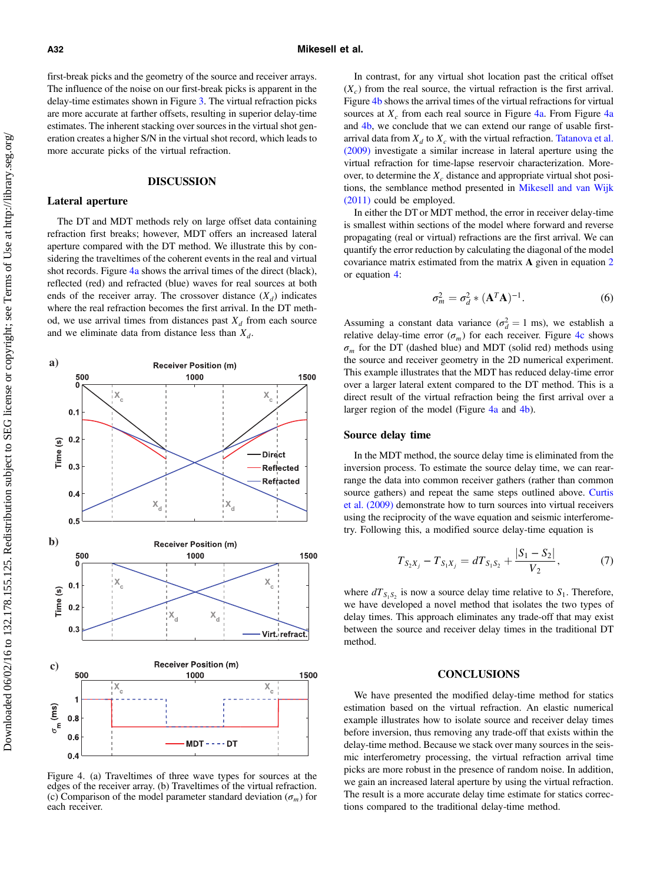first-break picks and the geometry of the source and receiver arrays. The influence of the noise on our first-break picks is apparent in the delay-time estimates shown in Figure 3. The virtual refraction picks are more accurate at farther offsets, resulting in superior delay-time estimates. The inherent stacking over sources in the virtual shot generation creates a higher S/N in the virtual shot record, which leads to more accurate picks of the virtual refraction.

## DISCUSSION

### Lateral aperture

The DT and MDT methods rely on large offset data containing refraction first breaks; however, MDT offers an increased lateral aperture compared with the DT method. We illustrate this by considering the traveltimes of the coherent events in the real and virtual shot records. Figure 4a shows the arrival times of the direct (black), reflected (red) and refracted (blue) waves for real sources at both ends of the receiver array. The crossover distance ($X_d$) indicates where the real refraction becomes the first arrival. In the DT method, we use arrival times from distances past $X_d$ from each source and we eliminate data from distance less than $X_d$.

Figure 4. (a) Traveltimes of three wave types for sources at the edges of the receiver array. (b) Traveltimes of the virtual refraction. (c) Comparison of the model parameter standard deviation ($\sigma_m$) for each receiver.

In contrast, for any virtual shot location past the critical offset ($X_c$) from the real source, the virtual refraction is the first arrival. Figure 4b shows the arrival times of the virtual refractions for virtual sources at $X_c$ from each real source in Figure 4a. From Figure 4a and 4b, we conclude that we can extend our range of usable first-arrival data from $X_d$ to $X_c$ with the virtual refraction. Tatanova et al. (2009) investigate a similar increase in lateral aperture using the virtual refraction for time-lapse reservoir characterization. Moreover, to determine the $X_c$ distance and appropriate virtual shot positions, the semblance method presented in Mikesell and van Wijk (2011) could be employed.

In either the DT or MDT method, the error in receiver delay-time is smallest within sections of the model where forward and reverse propagating (real or virtual) refractions are the first arrival. We can quantify the error reduction by calculating the diagonal of the model covariance matrix estimated from the matrix $\mathbf{A}$ given in equation 2 or equation 4:

$$\sigma_m^2 = \sigma_d^2 * (\mathbf{A}^T\mathbf{A})^{-1}. \tag{6}$$

Assuming a constant data variance ($\sigma_d^2 = 1$ ms), we establish a relative delay-time error ($\sigma_m$) for each receiver. Figure 4c shows $\sigma_m$ for the DT (dashed blue) and MDT (solid red) methods using the source and receiver geometry in the 2D numerical experiment. This example illustrates that the MDT has reduced delay-time error over a larger lateral extent compared to the DT method. This is a direct result of the virtual refraction being the first arrival over a larger region of the model (Figure 4a and 4b).

### Source delay time

In the MDT method, the source delay time is eliminated from the inversion process. To estimate the source delay time, we can rearrange the data into common receiver gathers (rather than common source gathers) and repeat the same steps outlined above. Curtis et al. (2009) demonstrate how to turn sources into virtual receivers using the reciprocity of the wave equation and seismic interferometry. Following this, a modified source delay-time equation is

$$T_{S_2X_j} - T_{S_1X_j} = dT_{S_1S_2} + \frac{|S_1 - S_2|}{V_2}, \tag{7}$$

where $dT_{S_1S_2}$ is now a source delay time relative to $S_1$. Therefore, we have developed a novel method that isolates the two types of delay times. This approach eliminates any trade-off that may exist between the source and receiver delay times in the traditional DT method.

## CONCLUSIONS

We have presented the modified delay-time method for statics estimation based on the virtual refraction. An elastic numerical example illustrates how to isolate source and receiver delay times before inversion, thus removing any trade-off that exists within the delay-time method. Because we stack over many sources in the seismic interferometry processing, the virtual refraction arrival time picks are more robust in the presence of random noise. In addition, we gain an increased lateral aperture by using the virtual refraction. The result is a more accurate delay time estimate for statics corrections compared to the traditional delay-time method.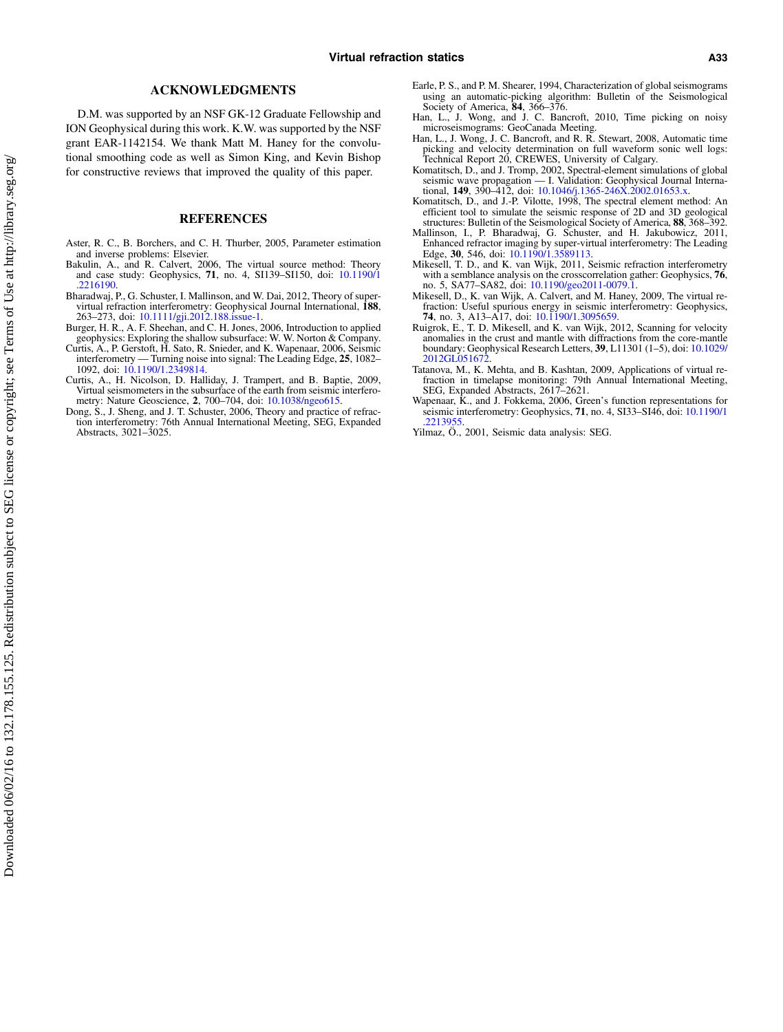## ACKNOWLEDGMENTS

D.M. was supported by an NSF GK-12 Graduate Fellowship and ION Geophysical during this work. K.W. was supported by the NSF grant EAR-1142154. We thank Matt M. Haney for the convolutional smoothing code as well as Simon King, and Kevin Bishop for constructive reviews that improved the quality of this paper.

## REFERENCES

Aster, R. C., B. Borchers, and C. H. Thurber, 2005, Parameter estimation and inverse problems: Elsevier.

Bakulin, A., and R. Calvert, 2006, The virtual source method: Theory and case study: Geophysics, **71**, no. 4, SI139–SI150, doi: 10.1190/1.2216190.

Bharadwaj, P., G. Schuster, I. Mallinson, and W. Dai, 2012, Theory of super-virtual refraction interferometry: Geophysical Journal International, **188**, 263–273, doi: 10.1111/gji.2012.188.issue-1.

Burger, H. R., A. F. Sheehan, and C. H. Jones, 2006, Introduction to applied geophysics: Exploring the shallow subsurface: W. W. Norton & Company.

Curtis, A., P. Gerstoft, H. Sato, R. Snieder, and K. Wapenaar, 2006, Seismic interferometry — Turning noise into signal: The Leading Edge, **25**, 1082–1092, doi: 10.1190/1.2349814.

Curtis, A., H. Nicolson, D. Halliday, J. Trampert, and B. Baptie, 2009, Virtual seismometers in the subsurface of the earth from seismic interferometry: Nature Geoscience, **2**, 700–704, doi: 10.1038/ngeo615.

Dong, S., J. Sheng, and J. T. Schuster, 2006, Theory and practice of refraction interferometry: 76th Annual International Meeting, SEG, Expanded Abstracts, 3021–3025.

Earle, P. S., and P. M. Shearer, 1994, Characterization of global seismograms using an automatic-picking algorithm: Bulletin of the Seismological Society of America, **84**, 366–376.

Han, L., J. Wong, and J. C. Bancroft, 2010, Time picking on noisy microseismograms: GeoCanada Meeting.

Han, L., J. Wong, J. C. Bancroft, and R. R. Stewart, 2008, Automatic time picking and velocity determination on full waveform sonic well logs: Technical Report 20, CREWES, University of Calgary.

Komatitsch, D., and J. Tromp, 2002, Spectral-element simulations of global seismic wave propagation — I. Validation: Geophysical Journal International, **149**, 390–412, doi: 10.1046/j.1365-246X.2002.01653.x.

Komatitsch, D., and J.-P. Vilotte, 1998, The spectral element method: An efficient tool to simulate the seismic response of 2D and 3D geological structures: Bulletin of the Seismological Society of America, **88**, 368–392.

Mallinson, I., P. Bharadwaj, G. Schuster, and H. Jakubowicz, 2011, Enhanced refractor imaging by super-virtual interferometry: The Leading Edge, **30**, 546, doi: 10.1190/1.3589113.

Mikesell, T. D., and K. van Wijk, 2011, Seismic refraction interferometry with a semblance analysis on the crosscorrelation gather: Geophysics, **76**, no. 5, SA77–SA82, doi: 10.1190/geo2011-0079.1.

Mikesell, D., K. van Wijk, A. Calvert, and M. Haney, 2009, The virtual refraction: Useful spurious energy in seismic interferometry: Geophysics, **74**, no. 3, A13–A17, doi: 10.1190/1.3095659.

Ruigrok, E., T. D. Mikesell, and K. van Wijk, 2012, Scanning for velocity anomalies in the crust and mantle with diffractions from the core-mantle boundary: Geophysical Research Letters, **39**, L11301 (1–5), doi: 10.1029/2012GL051672.

Tatanova, M., K. Mehta, and B. Kashtan, 2009, Applications of virtual refraction in timelapse monitoring: 79th Annual International Meeting, SEG, Expanded Abstracts, 2617–2621.

Wapenaar, K., and J. Fokkema, 2006, Green's function representations for seismic interferometry: Geophysics, **71**, no. 4, SI33–SI46, doi: 10.1190/1.2213955.

Yilmaz, Ö., 2001, Seismic data analysis: SEG.